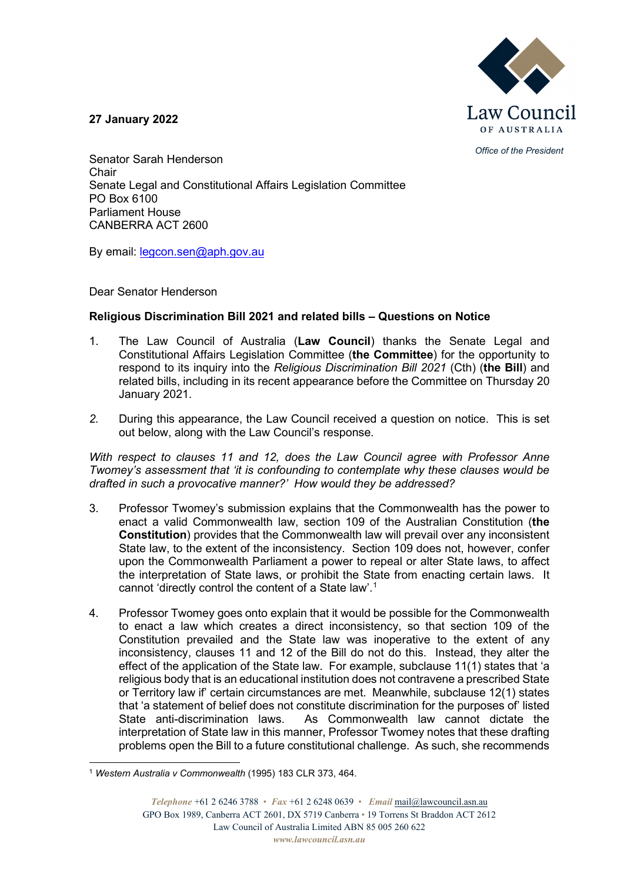**27 January 2022**

Law Council OF AUSTRALIA

*Office of the President*

Senator Sarah Henderson
Chair
Senate Legal and Constitutional Affairs Legislation Committee
PO Box 6100
Parliament House
CANBERRA ACT 2600

By email: legcon.sen@aph.gov.au

Dear Senator Henderson

**Religious Discrimination Bill 2021 and related bills – Questions on Notice**

1. The Law Council of Australia (**Law Council**) thanks the Senate Legal and Constitutional Affairs Legislation Committee (**the Committee**) for the opportunity to respond to its inquiry into the *Religious Discrimination Bill 2021* (Cth) (**the Bill**) and related bills, including in its recent appearance before the Committee on Thursday 20 January 2021.

2. During this appearance, the Law Council received a question on notice. This is set out below, along with the Law Council's response.

*With respect to clauses 11 and 12, does the Law Council agree with Professor Anne Twomey's assessment that 'it is confounding to contemplate why these clauses would be drafted in such a provocative manner?' How would they be addressed?*

3. Professor Twomey's submission explains that the Commonwealth has the power to enact a valid Commonwealth law, section 109 of the Australian Constitution (**the Constitution**) provides that the Commonwealth law will prevail over any inconsistent State law, to the extent of the inconsistency. Section 109 does not, however, confer upon the Commonwealth Parliament a power to repeal or alter State laws, to affect the interpretation of State laws, or prohibit the State from enacting certain laws. It cannot 'directly control the content of a State law'.[1]

4. Professor Twomey goes onto explain that it would be possible for the Commonwealth to enact a law which creates a direct inconsistency, so that section 109 of the Constitution prevailed and the State law was inoperative to the extent of any inconsistency, clauses 11 and 12 of the Bill do not do this. Instead, they alter the effect of the application of the State law. For example, subclause 11(1) states that 'a religious body that is an educational institution does not contravene a prescribed State or Territory law if' certain circumstances are met. Meanwhile, subclause 12(1) states that 'a statement of belief does not constitute discrimination for the purposes of' listed State anti-discrimination laws. As Commonwealth law cannot dictate the interpretation of State law in this manner, Professor Twomey notes that these drafting problems open the Bill to a future constitutional challenge. As such, she recommends

[1] *Western Australia v Commonwealth* (1995) 183 CLR 373, 464.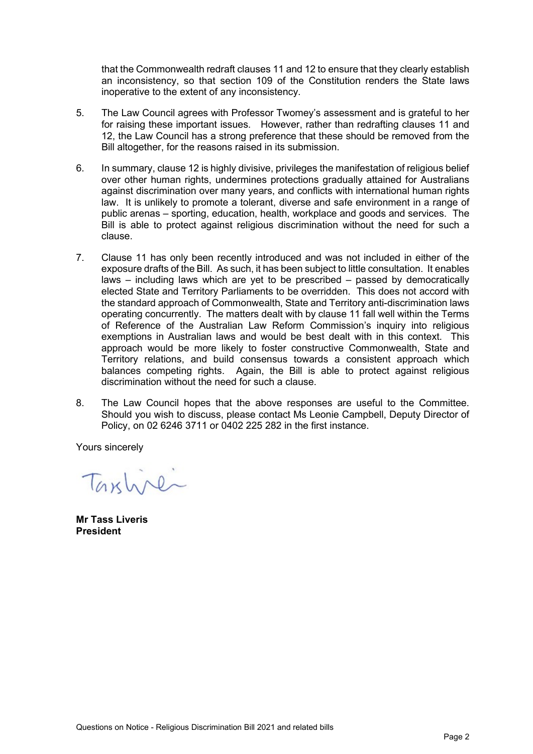that the Commonwealth redraft clauses 11 and 12 to ensure that they clearly establish an inconsistency, so that section 109 of the Constitution renders the State laws inoperative to the extent of any inconsistency.

5. The Law Council agrees with Professor Twomey's assessment and is grateful to her for raising these important issues. However, rather than redrafting clauses 11 and 12, the Law Council has a strong preference that these should be removed from the Bill altogether, for the reasons raised in its submission.

6. In summary, clause 12 is highly divisive, privileges the manifestation of religious belief over other human rights, undermines protections gradually attained for Australians against discrimination over many years, and conflicts with international human rights law. It is unlikely to promote a tolerant, diverse and safe environment in a range of public arenas – sporting, education, health, workplace and goods and services. The Bill is able to protect against religious discrimination without the need for such a clause.

7. Clause 11 has only been recently introduced and was not included in either of the exposure drafts of the Bill. As such, it has been subject to little consultation. It enables laws – including laws which are yet to be prescribed – passed by democratically elected State and Territory Parliaments to be overridden. This does not accord with the standard approach of Commonwealth, State and Territory anti-discrimination laws operating concurrently. The matters dealt with by clause 11 fall well within the Terms of Reference of the Australian Law Reform Commission's inquiry into religious exemptions in Australian laws and would be best dealt with in this context. This approach would be more likely to foster constructive Commonwealth, State and Territory relations, and build consensus towards a consistent approach which balances competing rights. Again, the Bill is able to protect against religious discrimination without the need for such a clause.

8. The Law Council hopes that the above responses are useful to the Committee. Should you wish to discuss, please contact Ms Leonie Campbell, Deputy Director of Policy, on 02 6246 3711 or 0402 225 282 in the first instance.

Yours sincerely

**Mr Tass Liveris**
**President**